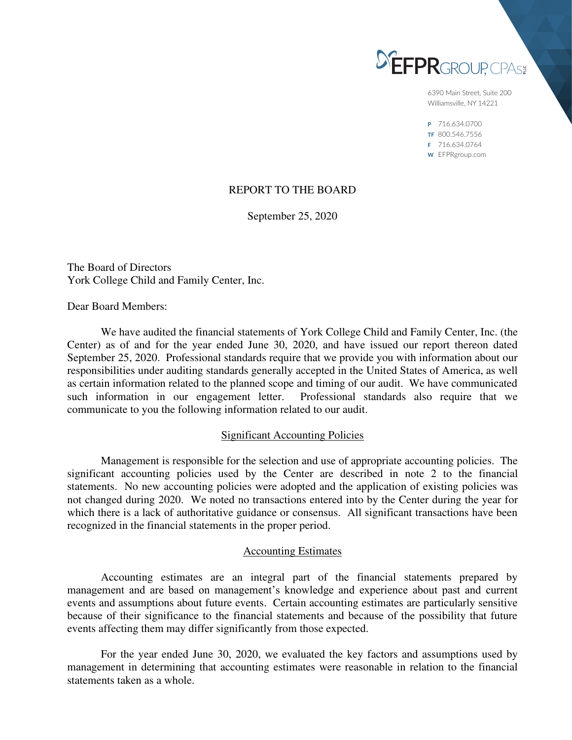EFPR GROUP, CPAs PLLC

6390 Main Street, Suite 200
Williamsville, NY 14221

P 716.634.0700
TF 800.546.7556
F 716.634.0764
W EFPRgroup.com

# REPORT TO THE BOARD

September 25, 2020

The Board of Directors
York College Child and Family Center, Inc.

Dear Board Members:

We have audited the financial statements of York College Child and Family Center, Inc. (the Center) as of and for the year ended June 30, 2020, and have issued our report thereon dated September 25, 2020. Professional standards require that we provide you with information about our responsibilities under auditing standards generally accepted in the United States of America, as well as certain information related to the planned scope and timing of our audit. We have communicated such information in our engagement letter. Professional standards also require that we communicate to you the following information related to our audit.

## Significant Accounting Policies

Management is responsible for the selection and use of appropriate accounting policies. The significant accounting policies used by the Center are described in note 2 to the financial statements. No new accounting policies were adopted and the application of existing policies was not changed during 2020. We noted no transactions entered into by the Center during the year for which there is a lack of authoritative guidance or consensus. All significant transactions have been recognized in the financial statements in the proper period.

## Accounting Estimates

Accounting estimates are an integral part of the financial statements prepared by management and are based on management's knowledge and experience about past and current events and assumptions about future events. Certain accounting estimates are particularly sensitive because of their significance to the financial statements and because of the possibility that future events affecting them may differ significantly from those expected.

For the year ended June 30, 2020, we evaluated the key factors and assumptions used by management in determining that accounting estimates were reasonable in relation to the financial statements taken as a whole.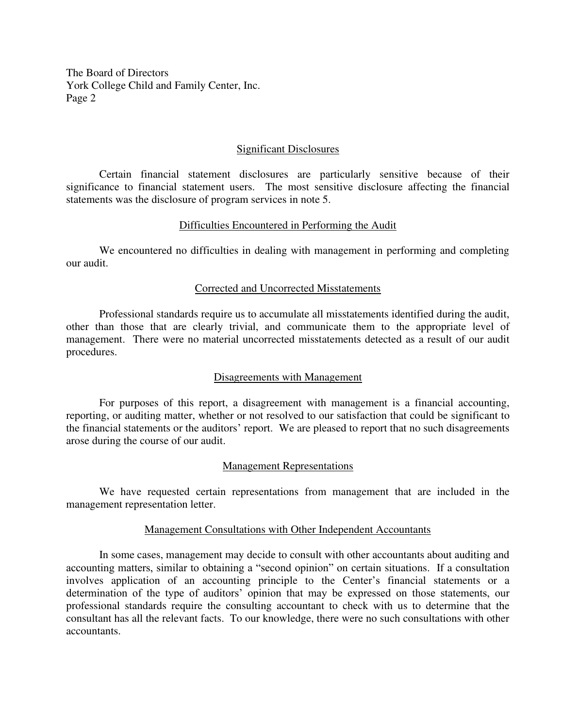The Board of Directors
York College Child and Family Center, Inc.

## Significant Disclosures

Certain financial statement disclosures are particularly sensitive because of their significance to financial statement users. The most sensitive disclosure affecting the financial statements was the disclosure of program services in note 5.

## Difficulties Encountered in Performing the Audit

We encountered no difficulties in dealing with management in performing and completing our audit.

## Corrected and Uncorrected Misstatements

Professional standards require us to accumulate all misstatements identified during the audit, other than those that are clearly trivial, and communicate them to the appropriate level of management. There were no material uncorrected misstatements detected as a result of our audit procedures.

## Disagreements with Management

For purposes of this report, a disagreement with management is a financial accounting, reporting, or auditing matter, whether or not resolved to our satisfaction that could be significant to the financial statements or the auditors' report. We are pleased to report that no such disagreements arose during the course of our audit.

## Management Representations

We have requested certain representations from management that are included in the management representation letter.

## Management Consultations with Other Independent Accountants

In some cases, management may decide to consult with other accountants about auditing and accounting matters, similar to obtaining a "second opinion" on certain situations. If a consultation involves application of an accounting principle to the Center's financial statements or a determination of the type of auditors' opinion that may be expressed on those statements, our professional standards require the consulting accountant to check with us to determine that the consultant has all the relevant facts. To our knowledge, there were no such consultations with other accountants.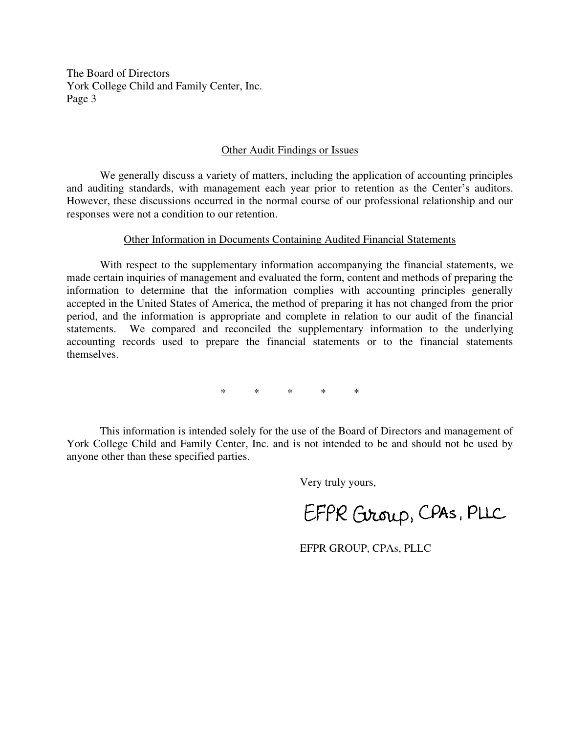The Board of Directors
York College Child and Family Center, Inc.

## Other Audit Findings or Issues

We generally discuss a variety of matters, including the application of accounting principles and auditing standards, with management each year prior to retention as the Center's auditors. However, these discussions occurred in the normal course of our professional relationship and our responses were not a condition to our retention.

## Other Information in Documents Containing Audited Financial Statements

With respect to the supplementary information accompanying the financial statements, we made certain inquiries of management and evaluated the form, content and methods of preparing the information to determine that the information complies with accounting principles generally accepted in the United States of America, the method of preparing it has not changed from the prior period, and the information is appropriate and complete in relation to our audit of the financial statements. We compared and reconciled the supplementary information to the underlying accounting records used to prepare the financial statements or to the financial statements themselves.

\* \* \* \* \*

This information is intended solely for the use of the Board of Directors and management of York College Child and Family Center, Inc. and is not intended to be and should not be used by anyone other than these specified parties.

Very truly yours,

EFPR Group, CPAs, PLLC

EFPR GROUP, CPAs, PLLC